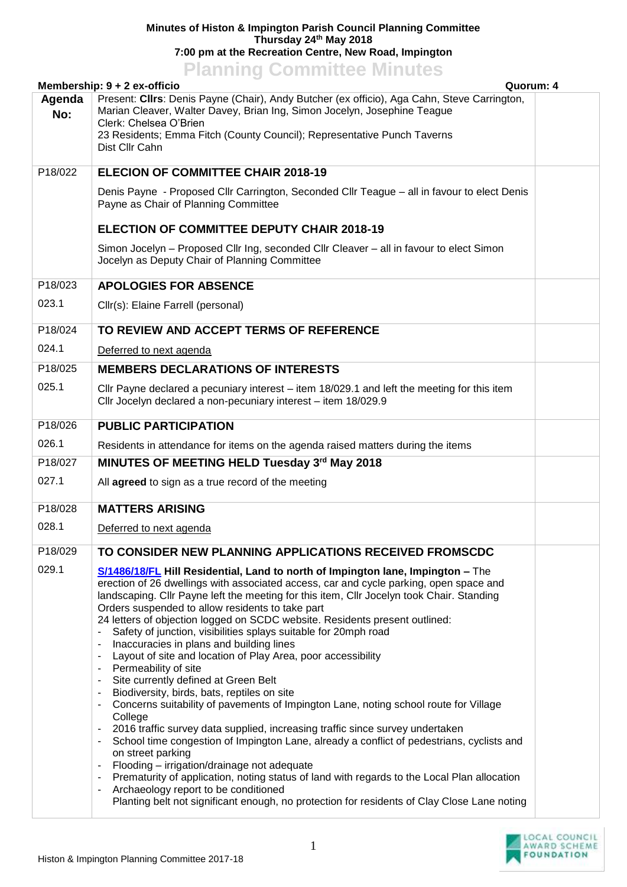**Minutes of Histon & Impington Parish Council Planning Committee**
**Thursday 24th May 2018**
**7:00 pm at the Recreation Centre, New Road, Impington**

# Planning Committee Minutes

| Membership: 9 + 2 ex-officio | | Quorum: 4 |
|---|---|---|
| **Agenda No:** | Present: **Cllrs**: Denis Payne (Chair), Andy Butcher (ex officio), Aga Cahn, Steve Carrington, Marian Cleaver, Walter Davey, Brian Ing, Simon Jocelyn, Josephine Teague<br>Clerk: Chelsea O'Brien<br>23 Residents; Emma Fitch (County Council); Representative Punch Taverns<br>Dist Cllr Cahn | |
| P18/022 | **ELECION OF COMMITTEE CHAIR 2018-19**<br><br>Denis Payne - Proposed Cllr Carrington, Seconded Cllr Teague – all in favour to elect Denis Payne as Chair of Planning Committee<br><br>**ELECTION OF COMMITTEE DEPUTY CHAIR 2018-19**<br><br>Simon Jocelyn – Proposed Cllr Ing, seconded Cllr Cleaver – all in favour to elect Simon Jocelyn as Deputy Chair of Planning Committee | |
| P18/023 | **APOLOGIES FOR ABSENCE** | |
| 023.1 | Cllr(s): Elaine Farrell (personal) | |
| P18/024 | **TO REVIEW AND ACCEPT TERMS OF REFERENCE** | |
| 024.1 | Deferred to next agenda | |
| P18/025 | **MEMBERS DECLARATIONS OF INTERESTS** | |
| 025.1 | Cllr Payne declared a pecuniary interest – item 18/029.1 and left the meeting for this item<br>Cllr Jocelyn declared a non-pecuniary interest – item 18/029.9 | |
| P18/026 | **PUBLIC PARTICIPATION** | |
| 026.1 | Residents in attendance for items on the agenda raised matters during the items | |
| P18/027 | **MINUTES OF MEETING HELD Tuesday 3rd May 2018** | |
| 027.1 | All **agreed** to sign as a true record of the meeting | |
| P18/028 | **MATTERS ARISING** | |
| 028.1 | Deferred to next agenda | |
| P18/029 | **TO CONSIDER NEW PLANNING APPLICATIONS RECEIVED FROMSCDC** | |
| 029.1 | **S/1486/18/FL Hill Residential, Land to north of Impington lane, Impington –** The erection of 26 dwellings with associated access, car and cycle parking, open space and landscaping. Cllr Payne left the meeting for this item, Cllr Jocelyn took Chair. Standing Orders suspended to allow residents to take part<br>24 letters of objection logged on SCDC website. Residents present outlined:<br>- Safety of junction, visibilities splays suitable for 20mph road<br>- Inaccuracies in plans and building lines<br>- Layout of site and location of Play Area, poor accessibility<br>- Permeability of site<br>- Site currently defined at Green Belt<br>- Biodiversity, birds, bats, reptiles on site<br>- Concerns suitability of pavements of Impington Lane, noting school route for Village College<br>- 2016 traffic survey data supplied, increasing traffic since survey undertaken<br>- School time congestion of Impington Lane, already a conflict of pedestrians, cyclists and on street parking<br>- Flooding – irrigation/drainage not adequate<br>- Prematurity of application, noting status of land with regards to the Local Plan allocation<br>- Archaeology report to be conditioned<br>Planting belt not significant enough, no protection for residents of Clay Close Lane noting | |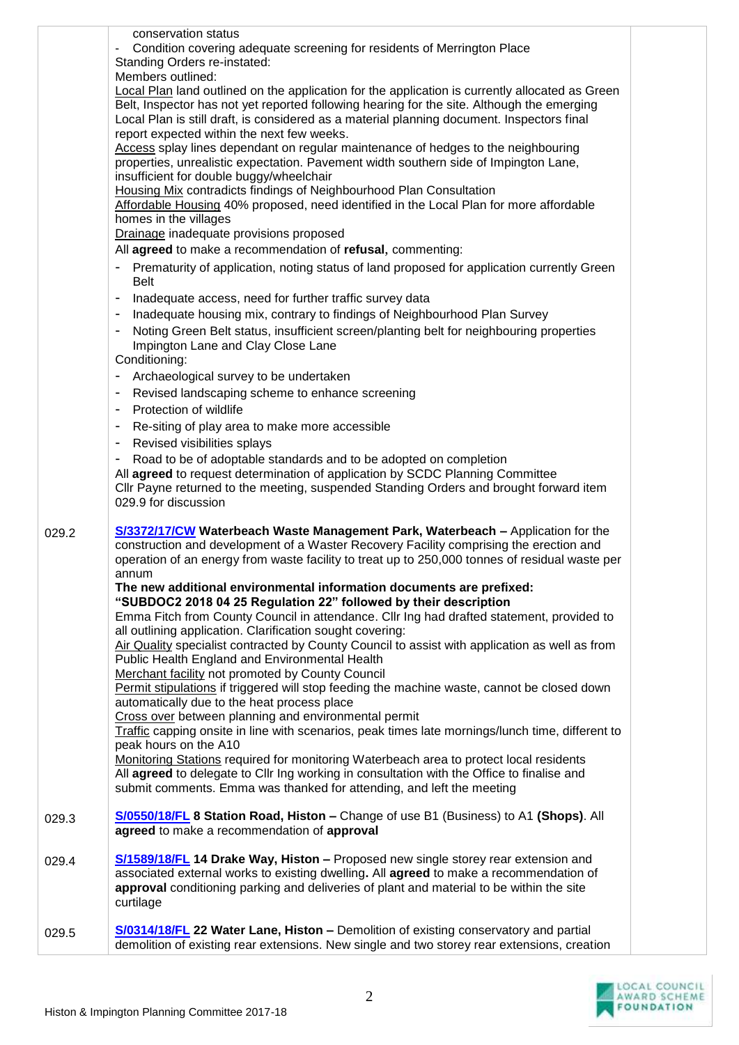| | | |
|---|---|---|
| | conservation status<br>- Condition covering adequate screening for residents of Merrington Place<br>Standing Orders re-instated:<br>Members outlined:<br>Local Plan land outlined on the application for the application is currently allocated as Green Belt, Inspector has not yet reported following hearing for the site. Although the emerging Local Plan is still draft, is considered as a material planning document. Inspectors final report expected within the next few weeks.<br>Access splay lines dependant on regular maintenance of hedges to the neighbouring properties, unrealistic expectation. Pavement width southern side of Impington Lane, insufficient for double buggy/wheelchair<br>Housing Mix contradicts findings of Neighbourhood Plan Consultation<br>Affordable Housing 40% proposed, need identified in the Local Plan for more affordable homes in the villages<br>Drainage inadequate provisions proposed<br>All **agreed** to make a recommendation of **refusal**, commenting:<br>- Prematurity of application, noting status of land proposed for application currently Green Belt<br>- Inadequate access, need for further traffic survey data<br>- Inadequate housing mix, contrary to findings of Neighbourhood Plan Survey<br>- Noting Green Belt status, insufficient screen/planting belt for neighbouring properties Impington Lane and Clay Close Lane<br>Conditioning:<br>- Archaeological survey to be undertaken<br>- Revised landscaping scheme to enhance screening<br>- Protection of wildlife<br>- Re-siting of play area to make more accessible<br>- Revised visibilities splays<br>- Road to be of adoptable standards and to be adopted on completion<br>All **agreed** to request determination of application by SCDC Planning Committee<br>Cllr Payne returned to the meeting, suspended Standing Orders and brought forward item 029.9 for discussion | |
| 029.2 | **S/3372/17/CW Waterbeach Waste Management Park, Waterbeach –** Application for the construction and development of a Waster Recovery Facility comprising the erection and operation of an energy from waste facility to treat up to 250,000 tonnes of residual waste per annum<br>**The new additional environmental information documents are prefixed: "SUBDOC2 2018 04 25 Regulation 22" followed by their description**<br>Emma Fitch from County Council in attendance. Cllr Ing had drafted statement, provided to all outlining application. Clarification sought covering:<br>Air Quality specialist contracted by County Council to assist with application as well as from Public Health England and Environmental Health<br>Merchant facility not promoted by County Council<br>Permit stipulations if triggered will stop feeding the machine waste, cannot be closed down automatically due to the heat process place<br>Cross over between planning and environmental permit<br>Traffic capping onsite in line with scenarios, peak times late mornings/lunch time, different to peak hours on the A10<br>Monitoring Stations required for monitoring Waterbeach area to protect local residents<br>All **agreed** to delegate to Cllr Ing working in consultation with the Office to finalise and submit comments. Emma was thanked for attending, and left the meeting | |
| 029.3 | **S/0550/18/FL 8 Station Road, Histon –** Change of use B1 (Business) to A1 **(Shops)**. All **agreed** to make a recommendation of **approval** | |
| 029.4 | **S/1589/18/FL 14 Drake Way, Histon –** Proposed new single storey rear extension and associated external works to existing dwelling**.** All **agreed** to make a recommendation of **approval** conditioning parking and deliveries of plant and material to be within the site curtilage | |
| 029.5 | **S/0314/18/FL 22 Water Lane, Histon –** Demolition of existing conservatory and partial demolition of existing rear extensions. New single and two storey rear extensions, creation | |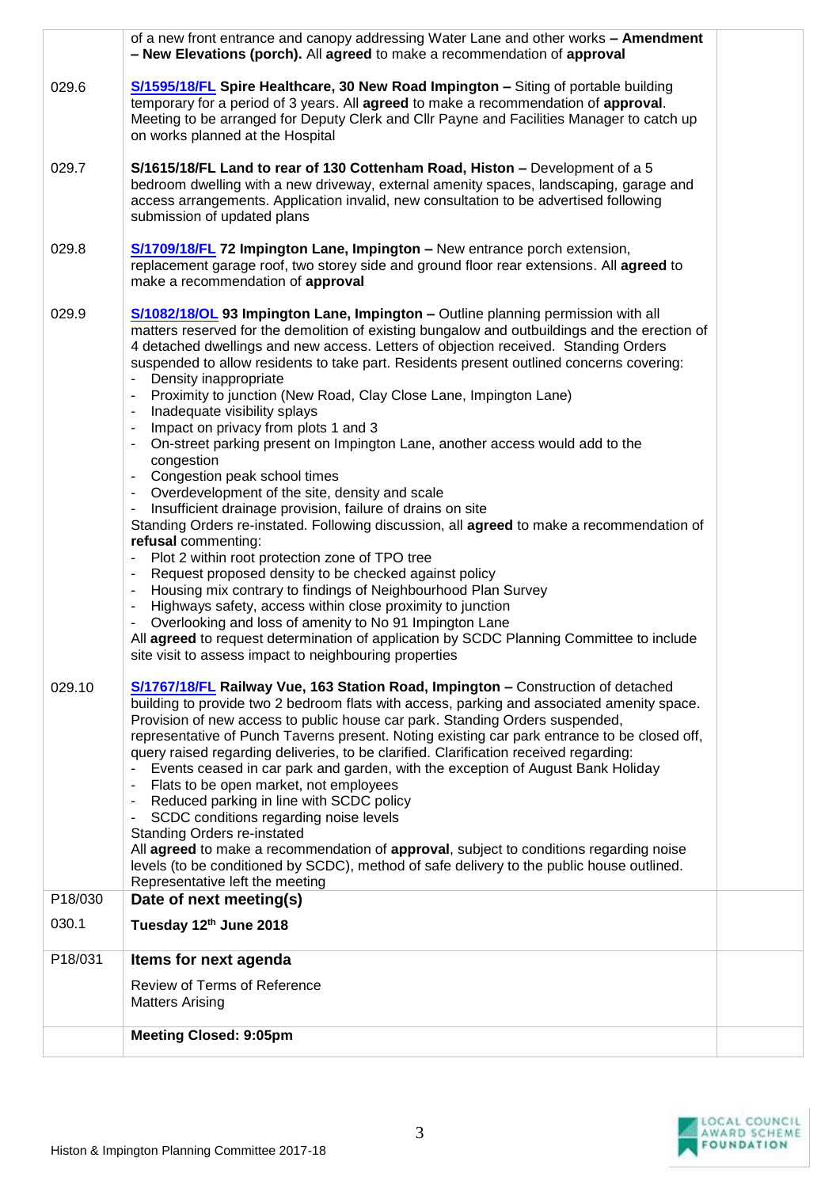| | | |
|---|---|---|
| | of a new front entrance and canopy addressing Water Lane and other works **– Amendment – New Elevations (porch).** All **agreed** to make a recommendation of **approval** | |
| 029.6 | **S/1595/18/FL Spire Healthcare, 30 New Road Impington –** Siting of portable building temporary for a period of 3 years. All **agreed** to make a recommendation of **approval**. Meeting to be arranged for Deputy Clerk and Cllr Payne and Facilities Manager to catch up on works planned at the Hospital | |
| 029.7 | **S/1615/18/FL Land to rear of 130 Cottenham Road, Histon –** Development of a 5 bedroom dwelling with a new driveway, external amenity spaces, landscaping, garage and access arrangements. Application invalid, new consultation to be advertised following submission of updated plans | |
| 029.8 | **S/1709/18/FL 72 Impington Lane, Impington –** New entrance porch extension, replacement garage roof, two storey side and ground floor rear extensions. All **agreed** to make a recommendation of **approval** | |
| 029.9 | **S/1082/18/OL 93 Impington Lane, Impington –** Outline planning permission with all matters reserved for the demolition of existing bungalow and outbuildings and the erection of 4 detached dwellings and new access. Letters of objection received. Standing Orders suspended to allow residents to take part. Residents present outlined concerns covering:<br>- Density inappropriate<br>- Proximity to junction (New Road, Clay Close Lane, Impington Lane)<br>- Inadequate visibility splays<br>- Impact on privacy from plots 1 and 3<br>- On-street parking present on Impington Lane, another access would add to the congestion<br>- Congestion peak school times<br>- Overdevelopment of the site, density and scale<br>- Insufficient drainage provision, failure of drains on site<br>Standing Orders re-instated. Following discussion, all **agreed** to make a recommendation of **refusal** commenting:<br>- Plot 2 within root protection zone of TPO tree<br>- Request proposed density to be checked against policy<br>- Housing mix contrary to findings of Neighbourhood Plan Survey<br>- Highways safety, access within close proximity to junction<br>- Overlooking and loss of amenity to No 91 Impington Lane<br>All **agreed** to request determination of application by SCDC Planning Committee to include site visit to assess impact to neighbouring properties | |
| 029.10 | **S/1767/18/FL Railway Vue, 163 Station Road, Impington –** Construction of detached building to provide two 2 bedroom flats with access, parking and associated amenity space. Provision of new access to public house car park. Standing Orders suspended, representative of Punch Taverns present. Noting existing car park entrance to be closed off, query raised regarding deliveries, to be clarified. Clarification received regarding:<br>- Events ceased in car park and garden, with the exception of August Bank Holiday<br>- Flats to be open market, not employees<br>- Reduced parking in line with SCDC policy<br>- SCDC conditions regarding noise levels<br>Standing Orders re-instated<br>All **agreed** to make a recommendation of **approval**, subject to conditions regarding noise levels (to be conditioned by SCDC), method of safe delivery to the public house outlined. Representative left the meeting | |
| P18/030 | **Date of next meeting(s)** | |
| 030.1 | **Tuesday 12th June 2018** | |
| P18/031 | **Items for next agenda**<br><br>Review of Terms of Reference<br>Matters Arising | |
| | **Meeting Closed: 9:05pm** | |